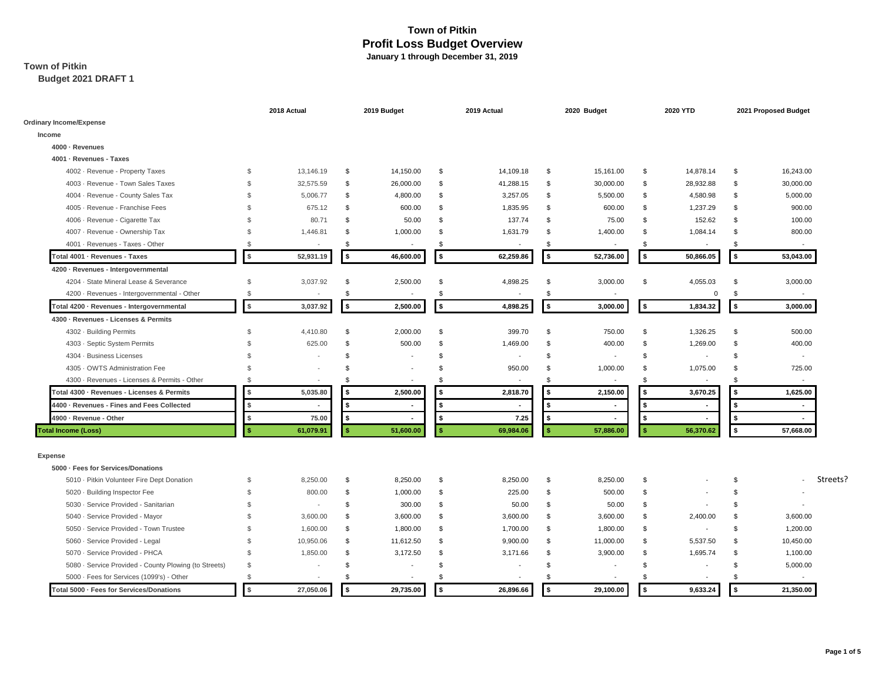# Town of Pitkin

## Profit Loss Budget Overview

**January 1 through December 31, 2019**

**Town of Pitkin**

**Budget 2021 DRAFT 1**

| | 2018 Actual | 2019 Budget | 2019 Actual | 2020 Budget | 2020 YTD | 2021 Proposed Budget | |
|---|---|---|---|---|---|---|---|
| **Ordinary Income/Expense** | | | | | | | |
| **Income** | | | | | | | |
| **4000 · Revenues** | | | | | | | |
| **4001 · Revenues - Taxes** | | | | | | | |
| 4002 · Revenue - Property Taxes | $ 13,146.19 | $ 14,150.00 | $ 14,109.18 | $ 15,161.00 | $ 14,878.14 | $ 16,243.00 | |
| 4003 · Revenue - Town Sales Taxes | $ 32,575.59 | $ 26,000.00 | $ 41,288.15 | $ 30,000.00 | $ 28,932.88 | $ 30,000.00 | |
| 4004 · Revenue - County Sales Tax | $ 5,006.77 | $ 4,800.00 | $ 3,257.05 | $ 5,500.00 | $ 4,580.98 | $ 5,000.00 | |
| 4005 · Revenue - Franchise Fees | $ 675.12 | $ 600.00 | $ 1,835.95 | $ 600.00 | $ 1,237.29 | $ 900.00 | |
| 4006 · Revenue - Cigarette Tax | $ 80.71 | $ 50.00 | $ 137.74 | $ 75.00 | $ 152.62 | $ 100.00 | |
| 4007 · Revenue - Ownership Tax | $ 1,446.81 | $ 1,000.00 | $ 1,631.79 | $ 1,400.00 | $ 1,084.14 | $ 800.00 | |
| 4001 · Revenues - Taxes - Other | $ - | $ - | $ - | $ - | $ - | $ - | |
| **Total 4001 · Revenues - Taxes** | **$ 52,931.19** | **$ 46,600.00** | **$ 62,259.86** | **$ 52,736.00** | **$ 50,866.05** | **$ 53,043.00** | |
| **4200 · Revenues - Intergovernmental** | | | | | | | |
| 4204 · State Mineral Lease & Severance | $ 3,037.92 | $ 2,500.00 | $ 4,898.25 | $ 3,000.00 | $ 4,055.03 | $ 3,000.00 | |
| 4200 · Revenues - Intergovernmental - Other | $ - | $ - | $ - | $ - | 0 | $ - | |
| **Total 4200 · Revenues - Intergovernmental** | **$ 3,037.92** | **$ 2,500.00** | **$ 4,898.25** | **$ 3,000.00** | **$ 1,834.32** | **$ 3,000.00** | |
| **4300 · Revenues - Licenses & Permits** | | | | | | | |
| 4302 · Building Permits | $ 4,410.80 | $ 2,000.00 | $ 399.70 | $ 750.00 | $ 1,326.25 | $ 500.00 | |
| 4303 · Septic System Permits | $ 625.00 | $ 500.00 | $ 1,469.00 | $ 400.00 | $ 1,269.00 | $ 400.00 | |
| 4304 · Business Licenses | $ - | $ - | $ - | $ - | $ - | $ - | |
| 4305 · OWTS Administration Fee | $ - | $ - | $ 950.00 | $ 1,000.00 | $ 1,075.00 | $ 725.00 | |
| 4300 · Revenues - Licenses & Permits - Other | $ - | $ - | $ - | $ - | $ - | $ - | |
| **Total 4300 · Revenues - Licenses & Permits** | **$ 5,035.80** | **$ 2,500.00** | **$ 2,818.70** | **$ 2,150.00** | **$ 3,670.25** | **$ 1,625.00** | |
| **4400 · Revenues - Fines and Fees Collected** | **$ -** | **$ -** | **$ -** | **$ -** | **$ -** | **$ -** | |
| **4900 · Revenue - Other** | **$ 75.00** | **$ -** | **$ 7.25** | **$ -** | **$ -** | **$ -** | |
| **Total Income (Loss)** | **$ 61,079.91** | **$ 51,600.00** | **$ 69,984.06** | **$ 57,886.00** | **$ 56,370.62** | **$ 57,668.00** | |
| **Expense** | | | | | | | |
| **5000 · Fees for Services/Donations** | | | | | | | |
| 5010 · Pitkin Volunteer Fire Dept Donation | $ 8,250.00 | $ 8,250.00 | $ 8,250.00 | $ 8,250.00 | $ - | $ - | Streets? |
| 5020 · Building Inspector Fee | $ 800.00 | $ 1,000.00 | $ 225.00 | $ 500.00 | $ - | $ - | |
| 5030 · Service Provided - Sanitarian | $ - | $ 300.00 | $ 50.00 | $ 50.00 | $ - | $ - | |
| 5040 · Service Provided - Mayor | $ 3,600.00 | $ 3,600.00 | $ 3,600.00 | $ 3,600.00 | $ 2,400.00 | $ 3,600.00 | |
| 5050 · Service Provided - Town Trustee | $ 1,600.00 | $ 1,800.00 | $ 1,700.00 | $ 1,800.00 | $ - | $ 1,200.00 | |
| 5060 · Service Provided - Legal | $ 10,950.06 | $ 11,612.50 | $ 9,900.00 | $ 11,000.00 | $ 5,537.50 | $ 10,450.00 | |
| 5070 · Service Provided - PHCA | $ 1,850.00 | $ 3,172.50 | $ 3,171.66 | $ 3,900.00 | $ 1,695.74 | $ 1,100.00 | |
| 5080 · Service Provided - County Plowing (to Streets) | $ - | $ - | $ - | $ - | $ - | $ 5,000.00 | |
| 5000 · Fees for Services (1099's) - Other | $ - | $ - | $ - | $ - | $ - | $ - | |
| **Total 5000 · Fees for Services/Donations** | **$ 27,050.06** | **$ 29,735.00** | **$ 26,896.66** | **$ 29,100.00** | **$ 9,633.24** | **$ 21,350.00** | |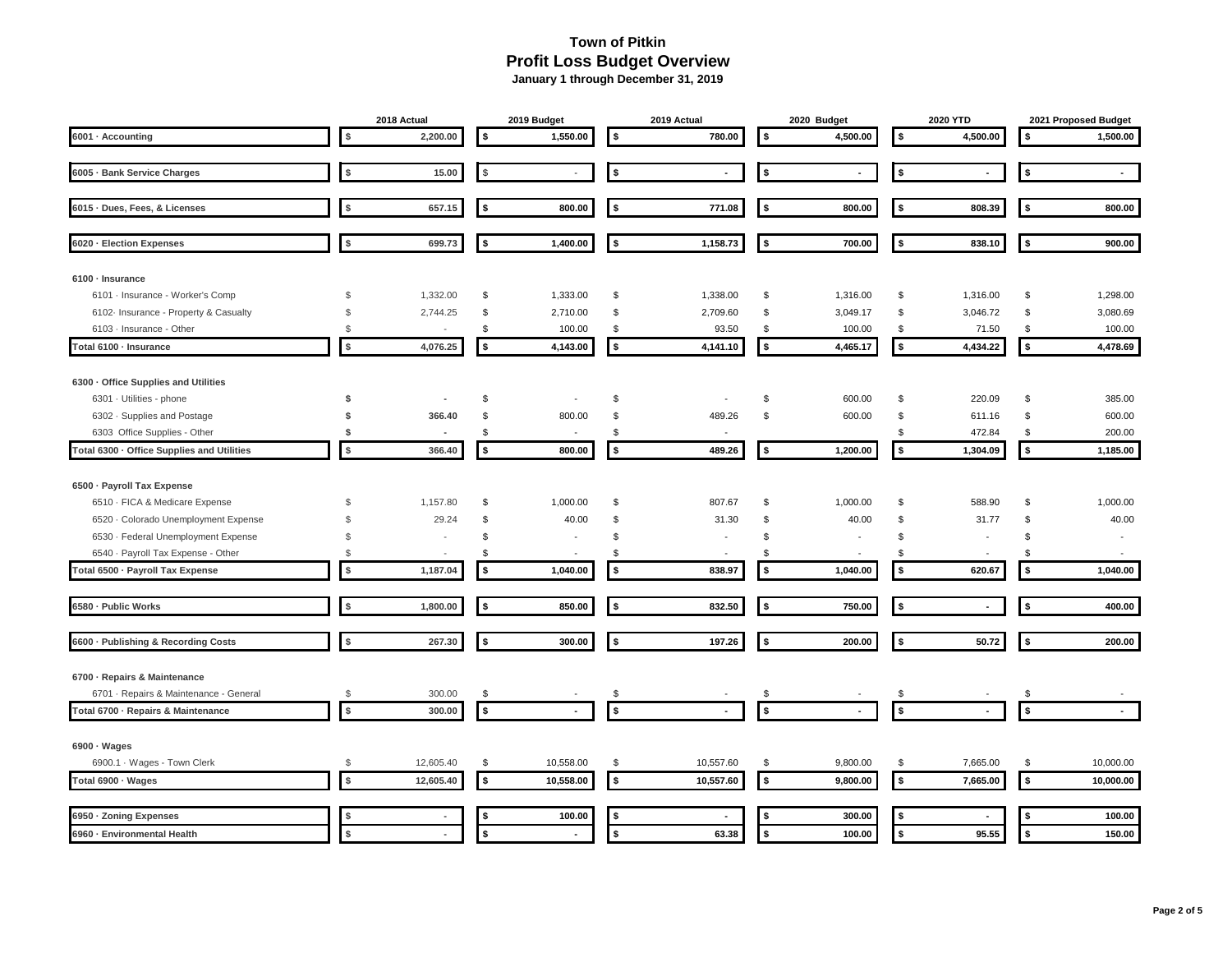# Town of Pitkin
## Profit Loss Budget Overview
### January 1 through December 31, 2019

| | 2018 Actual | 2019 Budget | 2019 Actual | 2020 Budget | 2020 YTD | 2021 Proposed Budget |
|---|---|---|---|---|---|---|
| **6001 · Accounting** | **$ 2,200.00** | **$ 1,550.00** | **$ 780.00** | **$ 4,500.00** | **$ 4,500.00** | **$ 1,500.00** |
| **6005 · Bank Service Charges** | **$ 15.00** | $ - | **$ -** | **$ -** | **$ -** | **$ -** |
| **6015 · Dues, Fees, & Licenses** | **$ 657.15** | **$ 800.00** | **$ 771.08** | **$ 800.00** | **$ 808.39** | **$ 800.00** |
| **6020 · Election Expenses** | **$ 699.73** | **$ 1,400.00** | **$ 1,158.73** | **$ 700.00** | **$ 838.10** | **$ 900.00** |
| **6100 · Insurance** | | | | | | |
| 6101 · Insurance - Worker's Comp | $ 1,332.00 | $ 1,333.00 | $ 1,338.00 | $ 1,316.00 | $ 1,316.00 | $ 1,298.00 |
| 6102· Insurance - Property & Casualty | $ 2,744.25 | $ 2,710.00 | $ 2,709.60 | $ 3,049.17 | $ 3,046.72 | $ 3,080.69 |
| 6103 · Insurance - Other | $ - | $ 100.00 | $ 93.50 | $ 100.00 | $ 71.50 | $ 100.00 |
| **Total 6100 · Insurance** | **$ 4,076.25** | **$ 4,143.00** | **$ 4,141.10** | **$ 4,465.17** | **$ 4,434.22** | **$ 4,478.69** |
| **6300 · Office Supplies and Utilities** | | | | | | |
| 6301 · Utilities - phone | **$ -** | $ - | $ - | $ 600.00 | $ 220.09 | $ 385.00 |
| 6302 · Supplies and Postage | **$ 366.40** | $ 800.00 | $ 489.26 | $ 600.00 | $ 611.16 | $ 600.00 |
| 6303 Office Supplies - Other | **$ -** | $ - | $ - | | $ 472.84 | $ 200.00 |
| **Total 6300 · Office Supplies and Utilities** | **$ 366.40** | **$ 800.00** | **$ 489.26** | **$ 1,200.00** | **$ 1,304.09** | **$ 1,185.00** |
| **6500 · Payroll Tax Expense** | | | | | | |
| 6510 · FICA & Medicare Expense | $ 1,157.80 | $ 1,000.00 | $ 807.67 | $ 1,000.00 | $ 588.90 | $ 1,000.00 |
| 6520 · Colorado Unemployment Expense | $ 29.24 | $ 40.00 | $ 31.30 | $ 40.00 | $ 31.77 | $ 40.00 |
| 6530 · Federal Unemployment Expense | $ - | $ - | $ - | $ - | $ - | $ - |
| 6540 · Payroll Tax Expense - Other | $ - | $ - | $ - | $ - | $ - | $ - |
| **Total 6500 · Payroll Tax Expense** | **$ 1,187.04** | **$ 1,040.00** | **$ 838.97** | **$ 1,040.00** | **$ 620.67** | **$ 1,040.00** |
| **6580 · Public Works** | **$ 1,800.00** | **$ 850.00** | **$ 832.50** | **$ 750.00** | **$ -** | **$ 400.00** |
| **6600 · Publishing & Recording Costs** | **$ 267.30** | **$ 300.00** | **$ 197.26** | **$ 200.00** | **$ 50.72** | **$ 200.00** |
| **6700 · Repairs & Maintenance** | | | | | | |
| 6701 · Repairs & Maintenance - General | $ 300.00 | $ - | $ - | $ - | $ - | $ - |
| **Total 6700 · Repairs & Maintenance** | **$ 300.00** | **$ -** | **$ -** | **$ -** | **$ -** | **$ -** |
| **6900 · Wages** | | | | | | |
| 6900.1 · Wages - Town Clerk | $ 12,605.40 | $ 10,558.00 | $ 10,557.60 | $ 9,800.00 | $ 7,665.00 | $ 10,000.00 |
| **Total 6900 · Wages** | **$ 12,605.40** | **$ 10,558.00** | **$ 10,557.60** | **$ 9,800.00** | **$ 7,665.00** | **$ 10,000.00** |
| **6950 · Zoning Expenses** | **$ -** | **$ 100.00** | **$ -** | **$ 300.00** | **$ -** | **$ 100.00** |
| **6960 · Environmental Health** | **$ -** | **$ -** | **$ 63.38** | **$ 100.00** | **$ 95.55** | **$ 150.00** |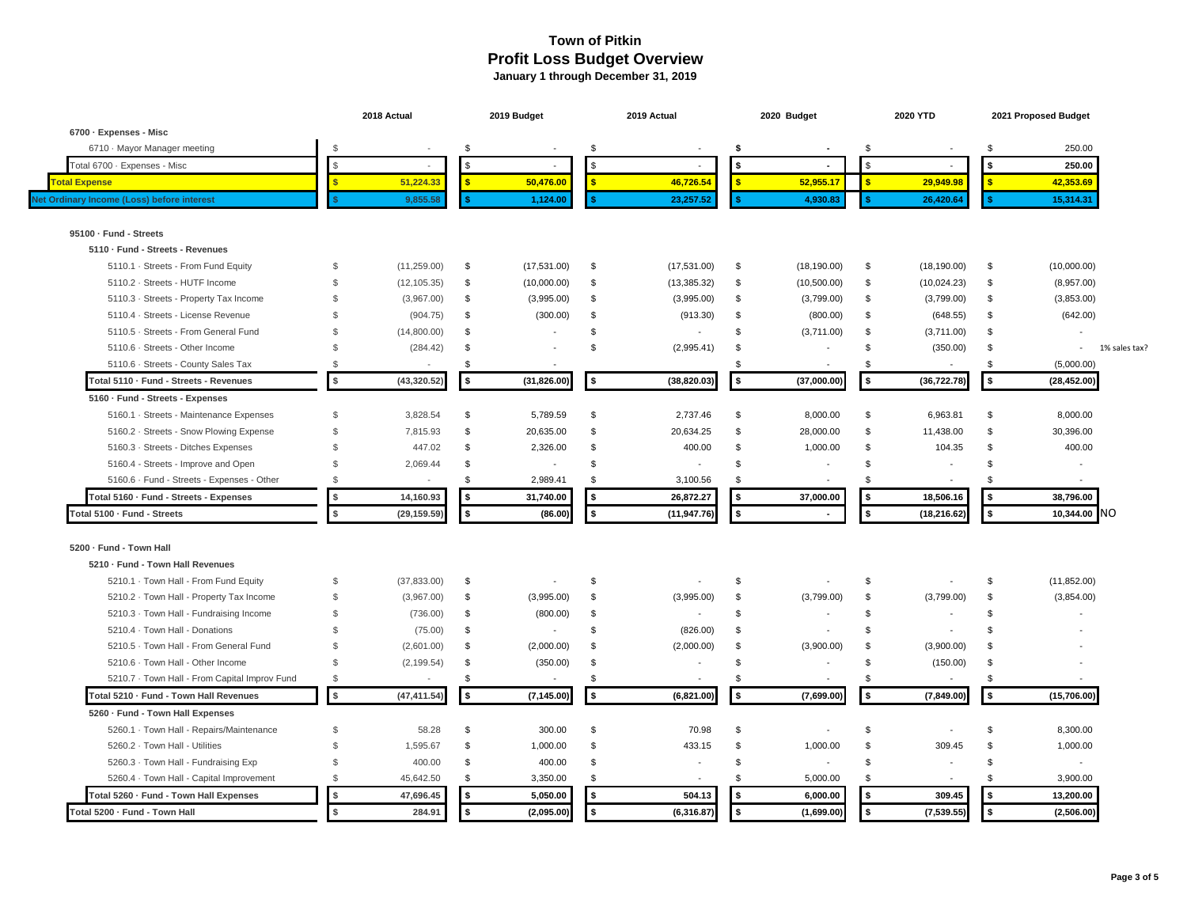# Town of Pitkin
## Profit Loss Budget Overview
### January 1 through December 31, 2019

| | 2018 Actual | 2019 Budget | 2019 Actual | 2020 Budget | 2020 YTD | 2021 Proposed Budget | |
|---|---|---|---|---|---|---|---|
| **6700 · Expenses - Misc** | | | | | | | |
| 6710 · Mayor Manager meeting | $ - | $ - | $ - | $ - | $ - | $ 250.00 | |
| Total 6700 · Expenses - Misc | $ - | $ - | $ - | $ - | $ - | $ 250.00 | |
| **Total Expense** | $ 51,224.33 | $ 50,476.00 | $ 46,726.54 | $ 52,955.17 | $ 29,949.98 | $ 42,353.69 | |
| **Net Ordinary Income (Loss) before interest** | $ 9,855.58 | $ 1,124.00 | $ 23,257.52 | $ 4,930.83 | $ 26,420.64 | $ 15,314.31 | |
| | | | | | | | |
| **95100 · Fund - Streets** | | | | | | | |
| **5110 · Fund - Streets - Revenues** | | | | | | | |
| 5110.1 · Streets - From Fund Equity | $ (11,259.00) | $ (17,531.00) | $ (17,531.00) | $ (18,190.00) | $ (18,190.00) | $ (10,000.00) | |
| 5110.2 · Streets - HUTF Income | $ (12,105.35) | $ (10,000.00) | $ (13,385.32) | $ (10,500.00) | $ (10,024.23) | $ (8,957.00) | |
| 5110.3 · Streets - Property Tax Income | $ (3,967.00) | $ (3,995.00) | $ (3,995.00) | $ (3,799.00) | $ (3,799.00) | $ (3,853.00) | |
| 5110.4 · Streets - License Revenue | $ (904.75) | $ (300.00) | $ (913.30) | $ (800.00) | $ (648.55) | $ (642.00) | |
| 5110.5 · Streets - From General Fund | $ (14,800.00) | $ - | $ - | $ (3,711.00) | $ (3,711.00) | $ - | |
| 5110.6 · Streets - Other Income | $ (284.42) | $ - | $ (2,995.41) | $ - | $ (350.00) | $ - | 1% sales tax? |
| 5110.6 · Streets - County Sales Tax | $ - | $ - | | $ - | $ - | $ (5,000.00) | |
| Total 5110 · Fund - Streets - Revenues | $ (43,320.52) | $ (31,826.00) | $ (38,820.03) | $ (37,000.00) | $ (36,722.78) | $ (28,452.00) | |
| **5160 · Fund - Streets - Expenses** | | | | | | | |
| 5160.1 · Streets - Maintenance Expenses | $ 3,828.54 | $ 5,789.59 | $ 2,737.46 | $ 8,000.00 | $ 6,963.81 | $ 8,000.00 | |
| 5160.2 · Streets - Snow Plowing Expense | $ 7,815.93 | $ 20,635.00 | $ 20,634.25 | $ 28,000.00 | $ 11,438.00 | $ 30,396.00 | |
| 5160.3 · Streets - Ditches Expenses | $ 447.02 | $ 2,326.00 | $ 400.00 | $ 1,000.00 | $ 104.35 | $ 400.00 | |
| 5160.4 · Streets - Improve and Open | $ 2,069.44 | $ - | $ - | $ - | $ - | $ - | |
| 5160.6 · Fund - Streets - Expenses - Other | $ - | $ 2,989.41 | $ 3,100.56 | $ - | $ - | $ - | |
| Total 5160 · Fund - Streets - Expenses | $ 14,160.93 | $ 31,740.00 | $ 26,872.27 | $ 37,000.00 | $ 18,506.16 | $ 38,796.00 | |
| Total 5100 · Fund - Streets | $ (29,159.59) | $ (86.00) | $ (11,947.76) | $ - | $ (18,216.62) | $ 10,344.00 | NO |
| | | | | | | | |
| **5200 · Fund - Town Hall** | | | | | | | |
| **5210 · Fund - Town Hall Revenues** | | | | | | | |
| 5210.1 · Town Hall - From Fund Equity | $ (37,833.00) | $ - | $ - | $ - | $ - | $ (11,852.00) | |
| 5210.2 · Town Hall - Property Tax Income | $ (3,967.00) | $ (3,995.00) | $ (3,995.00) | $ (3,799.00) | $ (3,799.00) | $ (3,854.00) | |
| 5210.3 · Town Hall - Fundraising Income | $ (736.00) | $ (800.00) | $ - | $ - | $ - | $ - | |
| 5210.4 · Town Hall - Donations | $ (75.00) | $ - | $ (826.00) | $ - | $ - | $ - | |
| 5210.5 · Town Hall - From General Fund | $ (2,601.00) | $ (2,000.00) | $ (2,000.00) | $ (3,900.00) | $ (3,900.00) | $ - | |
| 5210.6 · Town Hall - Other Income | $ (2,199.54) | $ (350.00) | $ - | $ - | $ (150.00) | $ - | |
| 5210.7 · Town Hall - From Capital Improv Fund | $ - | $ - | $ - | $ - | $ - | $ - | |
| Total 5210 · Fund - Town Hall Revenues | $ (47,411.54) | $ (7,145.00) | $ (6,821.00) | $ (7,699.00) | $ (7,849.00) | $ (15,706.00) | |
| **5260 · Fund - Town Hall Expenses** | | | | | | | |
| 5260.1 · Town Hall - Repairs/Maintenance | $ 58.28 | $ 300.00 | $ 70.98 | $ - | $ - | $ 8,300.00 | |
| 5260.2 · Town Hall - Utilities | $ 1,595.67 | $ 1,000.00 | $ 433.15 | $ 1,000.00 | $ 309.45 | $ 1,000.00 | |
| 5260.3 · Town Hall - Fundraising Exp | $ 400.00 | $ 400.00 | $ - | $ - | $ - | $ - | |
| 5260.4 · Town Hall - Capital Improvement | $ 45,642.50 | $ 3,350.00 | $ - | $ 5,000.00 | $ - | $ 3,900.00 | |
| Total 5260 · Fund - Town Hall Expenses | $ 47,696.45 | $ 5,050.00 | $ 504.13 | $ 6,000.00 | $ 309.45 | $ 13,200.00 | |
| Total 5200 · Fund - Town Hall | $ 284.91 | $ (2,095.00) | $ (6,316.87) | $ (1,699.00) | $ (7,539.55) | $ (2,506.00) | |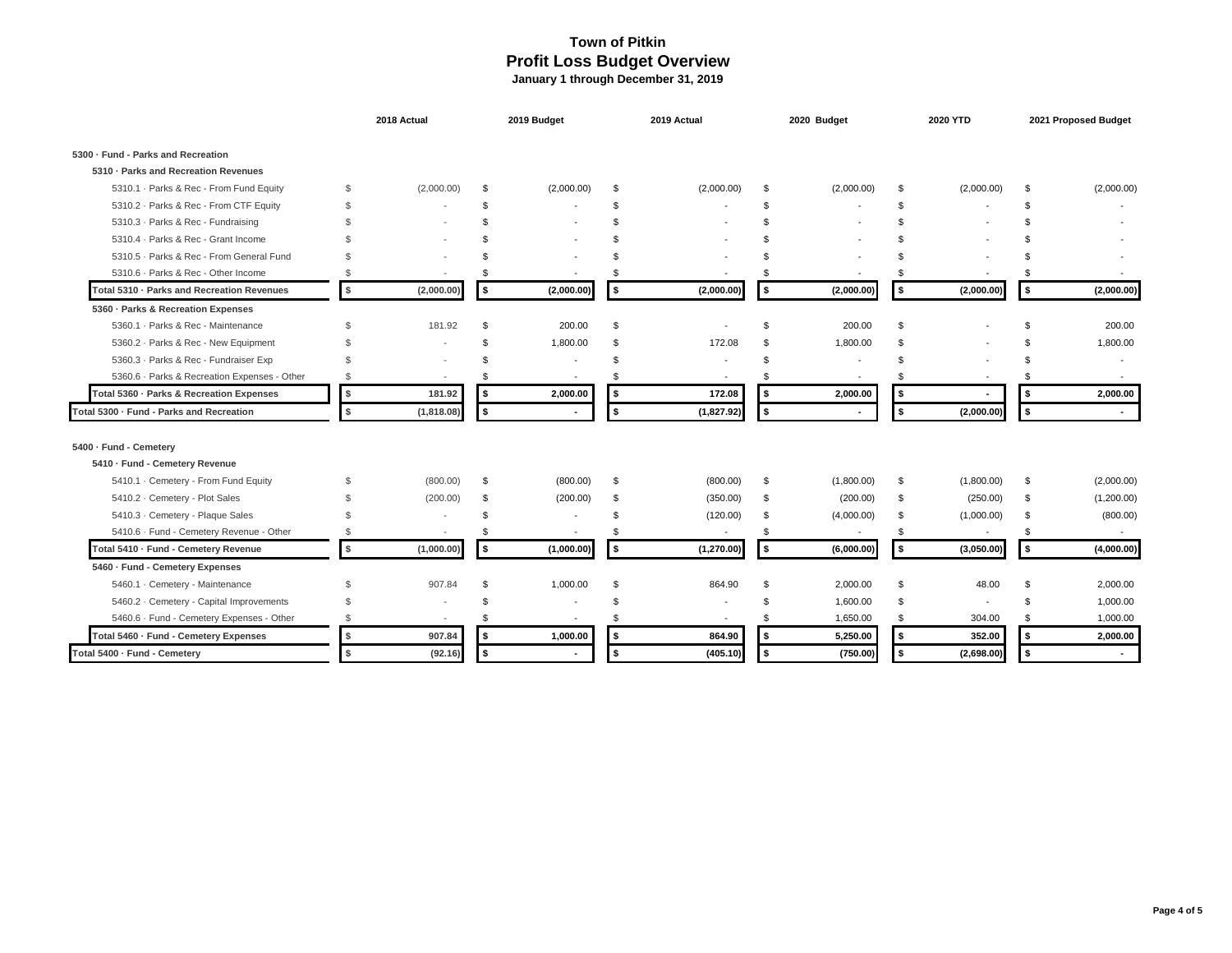# Town of Pitkin
## Profit Loss Budget Overview
### January 1 through December 31, 2019

| | 2018 Actual | 2019 Budget | 2019 Actual | 2020 Budget | 2020 YTD | 2021 Proposed Budget |
|---|---|---|---|---|---|---|
| **5300 · Fund - Parks and Recreation** | | | | | | |
| **5310 · Parks and Recreation Revenues** | | | | | | |
| 5310.1 · Parks & Rec - From Fund Equity | $ (2,000.00) | $ (2,000.00) | $ (2,000.00) | $ (2,000.00) | $ (2,000.00) | $ (2,000.00) |
| 5310.2 · Parks & Rec - From CTF Equity | $ - | $ - | $ - | $ - | $ - | $ - |
| 5310.3 · Parks & Rec - Fundraising | $ - | $ - | $ - | $ - | $ - | $ - |
| 5310.4 · Parks & Rec - Grant Income | $ - | $ - | $ - | $ - | $ - | $ - |
| 5310.5 · Parks & Rec - From General Fund | $ - | $ - | $ - | $ - | $ - | $ - |
| 5310.6 · Parks & Rec - Other Income | $ - | $ - | $ - | $ - | $ - | $ - |
| **Total 5310 · Parks and Recreation Revenues** | **$ (2,000.00)** | **$ (2,000.00)** | **$ (2,000.00)** | **$ (2,000.00)** | **$ (2,000.00)** | **$ (2,000.00)** |
| **5360 · Parks & Recreation Expenses** | | | | | | |
| 5360.1 · Parks & Rec - Maintenance | $ 181.92 | $ 200.00 | $ - | $ 200.00 | $ - | $ 200.00 |
| 5360.2 · Parks & Rec - New Equipment | $ - | $ 1,800.00 | $ 172.08 | $ 1,800.00 | $ - | $ 1,800.00 |
| 5360.3 · Parks & Rec - Fundraiser Exp | $ - | $ - | $ - | $ - | $ - | $ - |
| 5360.6 · Parks & Recreation Expenses - Other | $ - | $ - | $ - | $ - | $ - | $ - |
| **Total 5360 · Parks & Recreation Expenses** | **$ 181.92** | **$ 2,000.00** | **$ 172.08** | **$ 2,000.00** | **$ -** | **$ 2,000.00** |
| **Total 5300 · Fund - Parks and Recreation** | **$ (1,818.08)** | **$ -** | **$ (1,827.92)** | **$ -** | **$ (2,000.00)** | **$ -** |
| **5400 · Fund - Cemetery** | | | | | | |
| **5410 · Fund - Cemetery Revenue** | | | | | | |
| 5410.1 · Cemetery - From Fund Equity | $ (800.00) | $ (800.00) | $ (800.00) | $ (1,800.00) | $ (1,800.00) | $ (2,000.00) |
| 5410.2 · Cemetery - Plot Sales | $ (200.00) | $ (200.00) | $ (350.00) | $ (200.00) | $ (250.00) | $ (1,200.00) |
| 5410.3 · Cemetery - Plaque Sales | $ - | $ - | $ (120.00) | $ (4,000.00) | $ (1,000.00) | $ (800.00) |
| 5410.6 · Fund - Cemetery Revenue - Other | $ - | $ - | $ - | $ - | $ - | $ - |
| **Total 5410 · Fund - Cemetery Revenue** | **$ (1,000.00)** | **$ (1,000.00)** | **$ (1,270.00)** | **$ (6,000.00)** | **$ (3,050.00)** | **$ (4,000.00)** |
| **5460 · Fund - Cemetery Expenses** | | | | | | |
| 5460.1 · Cemetery - Maintenance | $ 907.84 | $ 1,000.00 | $ 864.90 | $ 2,000.00 | $ 48.00 | $ 2,000.00 |
| 5460.2 · Cemetery - Capital Improvements | $ - | $ - | $ - | $ 1,600.00 | $ - | $ 1,000.00 |
| 5460.6 · Fund - Cemetery Expenses - Other | $ - | $ - | $ - | $ 1,650.00 | $ 304.00 | $ 1,000.00 |
| **Total 5460 · Fund - Cemetery Expenses** | **$ 907.84** | **$ 1,000.00** | **$ 864.90** | **$ 5,250.00** | **$ 352.00** | **$ 2,000.00** |
| **Total 5400 · Fund - Cemetery** | **$ (92.16)** | **$ -** | **$ (405.10)** | **$ (750.00)** | **$ (2,698.00)** | **$ -** |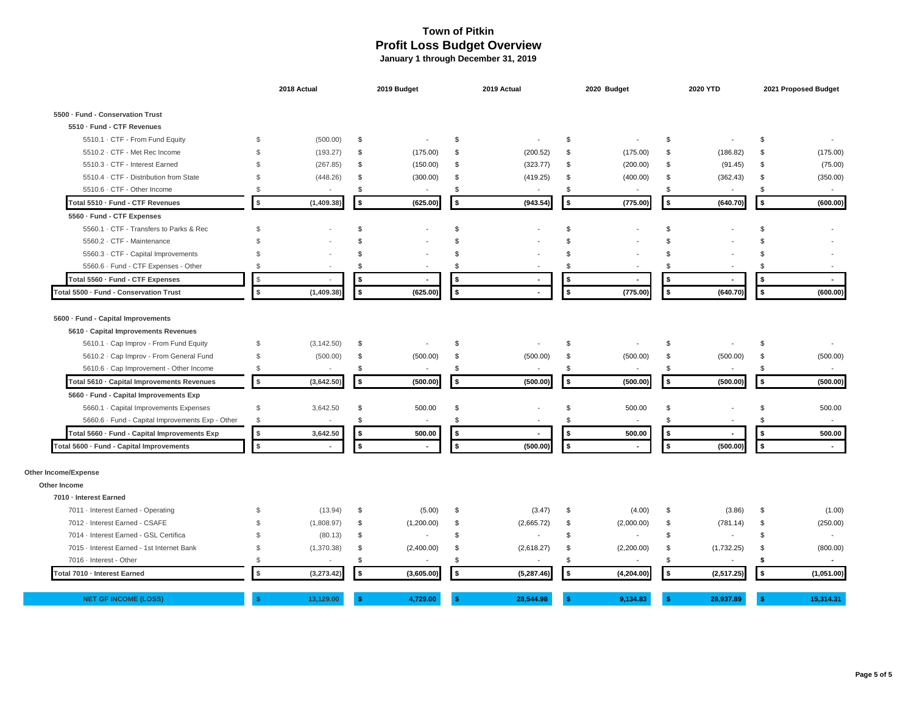# Town of Pitkin

## Profit Loss Budget Overview

### January 1 through December 31, 2019

| | 2018 Actual | 2019 Budget | 2019 Actual | 2020 Budget | 2020 YTD | 2021 Proposed Budget |
|---|---|---|---|---|---|---|
| **5500 · Fund - Conservation Trust** | | | | | | |
| **5510 · Fund - CTF Revenues** | | | | | | |
| 5510.1 · CTF - From Fund Equity | $ (500.00) | $ - | $ - | $ - | $ - | $ - |
| 5510.2 · CTF - Met Rec Income | $ (193.27) | $ (175.00) | $ (200.52) | $ (175.00) | $ (186.82) | $ (175.00) |
| 5510.3 · CTF - Interest Earned | $ (267.85) | $ (150.00) | $ (323.77) | $ (200.00) | $ (91.45) | $ (75.00) |
| 5510.4 · CTF - Distribution from State | $ (448.26) | $ (300.00) | $ (419.25) | $ (400.00) | $ (362.43) | $ (350.00) |
| 5510.6 · CTF - Other Income | $ - | $ - | $ - | $ - | $ - | $ - |
| **Total 5510 · Fund - CTF Revenues** | **$ (1,409.38)** | **$ (625.00)** | **$ (943.54)** | **$ (775.00)** | **$ (640.70)** | **$ (600.00)** |
| **5560 · Fund - CTF Expenses** | | | | | | |
| 5560.1 · CTF - Transfers to Parks & Rec | $ - | $ - | $ - | $ - | $ - | $ - |
| 5560.2 · CTF - Maintenance | $ - | $ - | $ - | $ - | $ - | $ - |
| 5560.3 · CTF - Capital Improvements | $ - | $ - | $ - | $ - | $ - | $ - |
| 5560.6 · Fund - CTF Expenses - Other | $ - | $ - | $ - | $ - | $ - | $ - |
| **Total 5560 · Fund - CTF Expenses** | $ - | **$ -** | **$ -** | **$ -** | **$ -** | **$ -** |
| **Total 5500 · Fund - Conservation Trust** | **$ (1,409.38)** | **$ (625.00)** | **$ -** | **$ (775.00)** | **$ (640.70)** | **$ (600.00)** |
| **5600 · Fund - Capital Improvements** | | | | | | |
| **5610 · Capital Improvements Revenues** | | | | | | |
| 5610.1 · Cap Improv - From Fund Equity | $ (3,142.50) | $ - | $ - | $ - | $ - | $ - |
| 5610.2 · Cap Improv - From General Fund | $ (500.00) | $ (500.00) | $ (500.00) | $ (500.00) | $ (500.00) | $ (500.00) |
| 5610.6 · Cap Improvement - Other Income | $ - | $ - | $ - | $ - | $ - | $ - |
| **Total 5610 · Capital Improvements Revenues** | **$ (3,642.50)** | **$ (500.00)** | **$ (500.00)** | **$ (500.00)** | **$ (500.00)** | **$ (500.00)** |
| **5660 · Fund - Capital Improvements Exp** | | | | | | |
| 5660.1 · Capital Improvements Expenses | $ 3,642.50 | $ 500.00 | $ - | $ 500.00 | $ - | $ 500.00 |
| 5660.6 · Fund - Capital Improvements Exp - Other | $ - | $ - | $ - | $ - | $ - | $ - |
| **Total 5660 · Fund - Capital Improvements Exp** | **$ 3,642.50** | **$ 500.00** | **$ -** | **$ 500.00** | **$ -** | **$ 500.00** |
| **Total 5600 · Fund - Capital Improvements** | **$ -** | **$ -** | **$ (500.00)** | **$ -** | **$ (500.00)** | **$ -** |
| **Other Income/Expense** | | | | | | |
| **Other Income** | | | | | | |
| **7010 · Interest Earned** | | | | | | |
| 7011 · Interest Earned - Operating | $ (13.94) | $ (5.00) | $ (3.47) | $ (4.00) | $ (3.86) | $ (1.00) |
| 7012 · Interest Earned - CSAFE | $ (1,808.97) | $ (1,200.00) | $ (2,665.72) | $ (2,000.00) | $ (781.14) | $ (250.00) |
| 7014 · Interest Earned - GSL Certifica | $ (80.13) | $ - | $ - | $ - | $ - | $ - |
| 7015 · Interest Earned - 1st Internet Bank | $ (1,370.38) | $ (2,400.00) | $ (2,618.27) | $ (2,200.00) | $ (1,732.25) | $ (800.00) |
| 7016 · Interest - Other | $ - | $ - | $ - | $ - | $ - | **$ -** |
| **Total 7010 · Interest Earned** | **$ (3,273.42)** | **$ (3,605.00)** | **$ (5,287.46)** | **$ (4,204.00)** | **$ (2,517.25)** | **$ (1,051.00)** |
| **NET GF INCOME (LOSS)** | **$ 13,129.00** | **$ 4,729.00** | **$ 28,544.98** | **$ 9,134.83** | **$ 28,937.89** | **$ 15,314.31** |